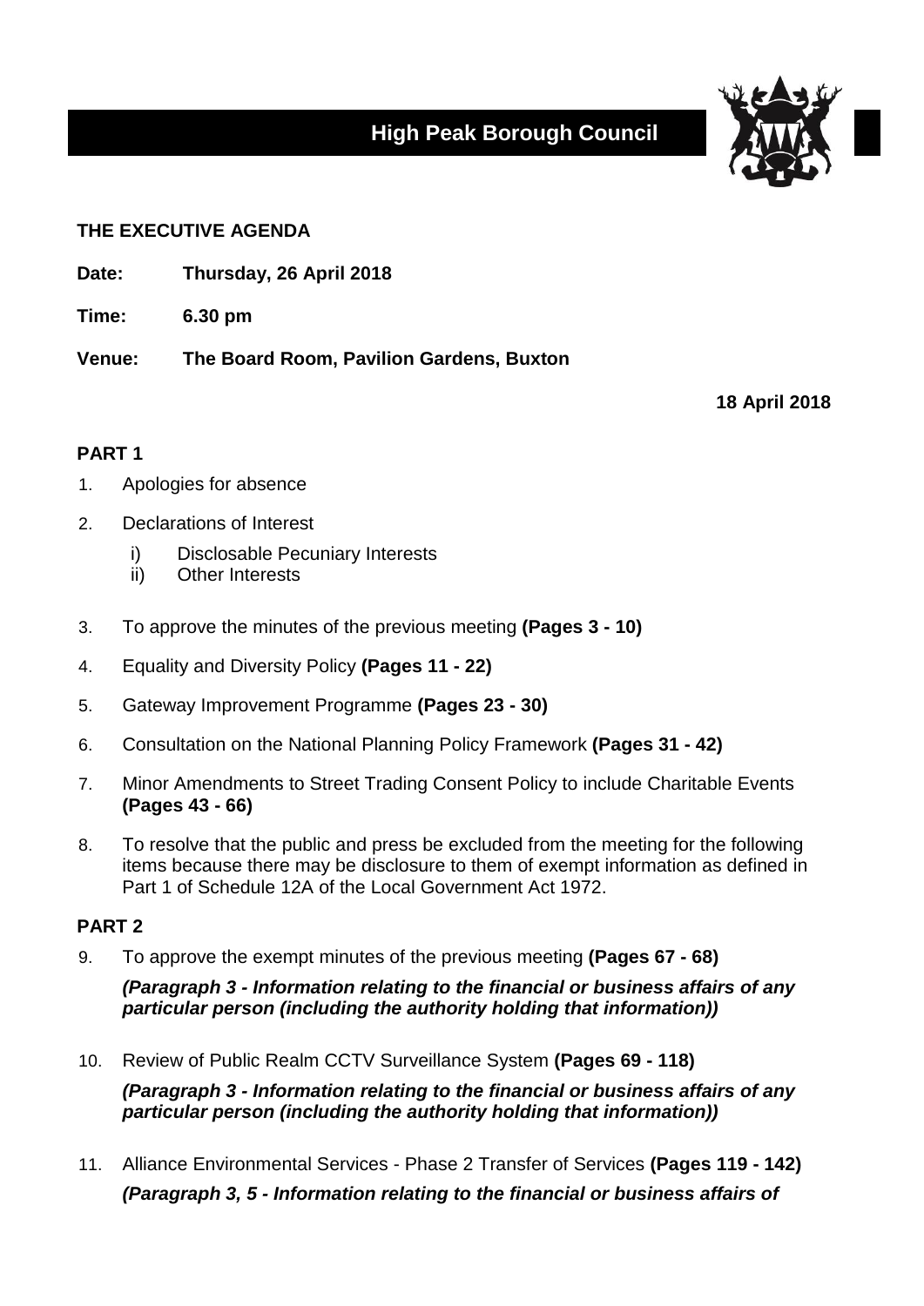# High Peak Borough Council

## THE EXECUTIVE AGENDA

**Date:** Thursday, 26 April 2018

**Time:** 6.30 pm

**Venue:** The Board Room, Pavilion Gardens, Buxton

**18 April 2018**

### PART 1

1. Apologies for absence
2. Declarations of Interest
   i) Disclosable Pecuniary Interests
   ii) Other Interests
3. To approve the minutes of the previous meeting **(Pages 3 - 10)**
4. Equality and Diversity Policy **(Pages 11 - 22)**
5. Gateway Improvement Programme **(Pages 23 - 30)**
6. Consultation on the National Planning Policy Framework **(Pages 31 - 42)**
7. Minor Amendments to Street Trading Consent Policy to include Charitable Events **(Pages 43 - 66)**
8. To resolve that the public and press be excluded from the meeting for the following items because there may be disclosure to them of exempt information as defined in Part 1 of Schedule 12A of the Local Government Act 1972.

### PART 2

9. To approve the exempt minutes of the previous meeting **(Pages 67 - 68)**

   ***(Paragraph 3 - Information relating to the financial or business affairs of any particular person (including the authority holding that information))***

10. Review of Public Realm CCTV Surveillance System **(Pages 69 - 118)**

    ***(Paragraph 3 - Information relating to the financial or business affairs of any particular person (including the authority holding that information))***

11. Alliance Environmental Services - Phase 2 Transfer of Services **(Pages 119 - 142)**

    ***(Paragraph 3, 5 - Information relating to the financial or business affairs of***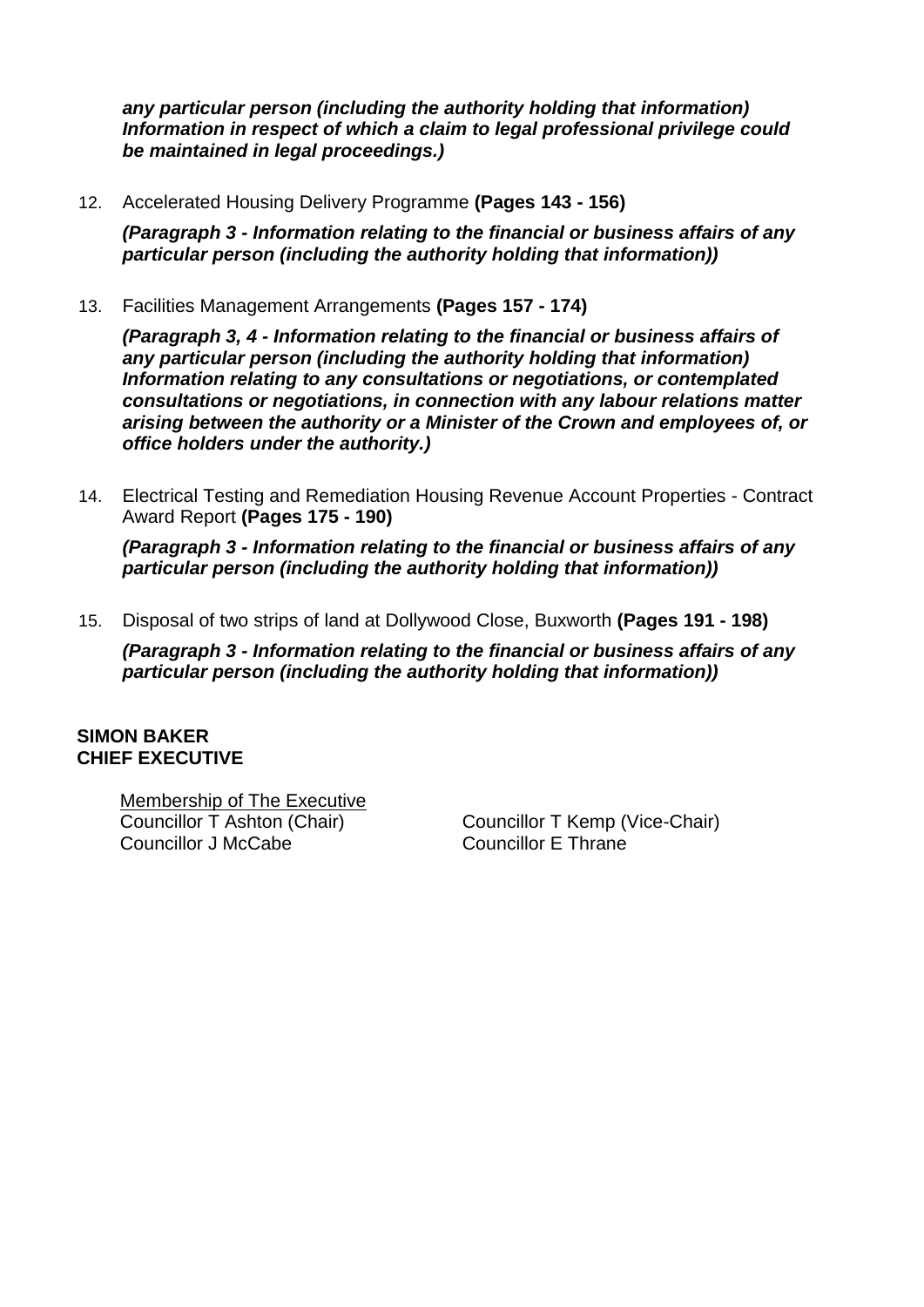***any particular person (including the authority holding that information) Information in respect of which a claim to legal professional privilege could be maintained in legal proceedings.)***

12. Accelerated Housing Delivery Programme **(Pages 143 - 156)**

    ***(Paragraph 3 - Information relating to the financial or business affairs of any particular person (including the authority holding that information))***

13. Facilities Management Arrangements **(Pages 157 - 174)**

    ***(Paragraph 3, 4 - Information relating to the financial or business affairs of any particular person (including the authority holding that information) Information relating to any consultations or negotiations, or contemplated consultations or negotiations, in connection with any labour relations matter arising between the authority or a Minister of the Crown and employees of, or office holders under the authority.)***

14. Electrical Testing and Remediation Housing Revenue Account Properties - Contract Award Report **(Pages 175 - 190)**

    ***(Paragraph 3 - Information relating to the financial or business affairs of any particular person (including the authority holding that information))***

15. Disposal of two strips of land at Dollywood Close, Buxworth **(Pages 191 - 198)**

    ***(Paragraph 3 - Information relating to the financial or business affairs of any particular person (including the authority holding that information))***

**SIMON BAKER**
**CHIEF EXECUTIVE**

Membership of The Executive

Councillor T Ashton (Chair)
Councillor T Kemp (Vice-Chair)
Councillor J McCabe
Councillor E Thrane